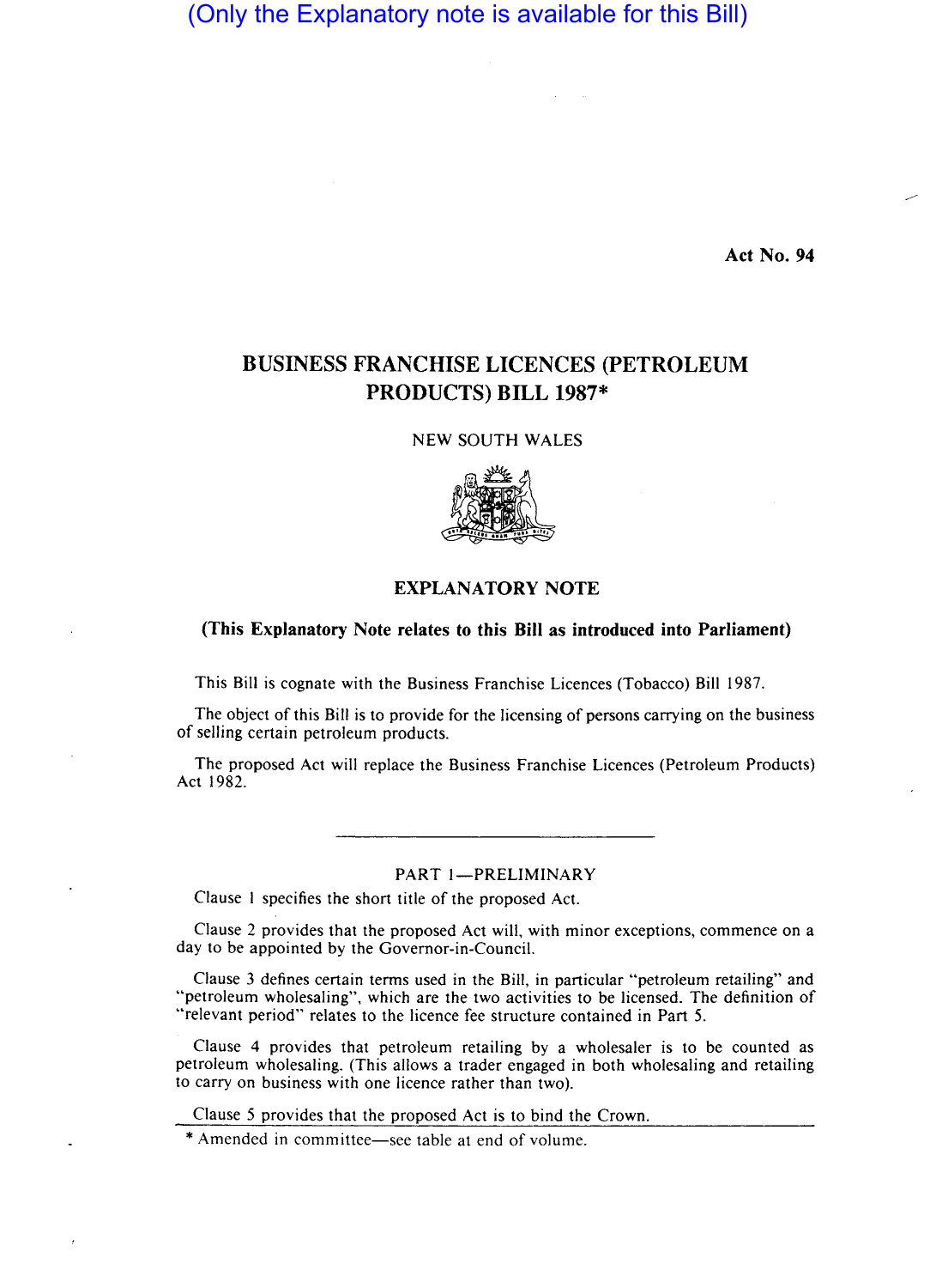(Only the Explanatory note is available for this Bill)

**Act No. 94**

# BUSINESS FRANCHISE LICENCES (PETROLEUM PRODUCTS) BILL 1987*

NEW SOUTH WALES

## EXPLANATORY NOTE

**(This Explanatory Note relates to this Bill as introduced into Parliament)**

This Bill is cognate with the Business Franchise Licences (Tobacco) Bill 1987.

The object of this Bill is to provide for the licensing of persons carrying on the business of selling certain petroleum products.

The proposed Act will replace the Business Franchise Licences (Petroleum Products) Act 1982.

---

### PART 1—PRELIMINARY

Clause 1 specifies the short title of the proposed Act.

Clause 2 provides that the proposed Act will, with minor exceptions, commence on a day to be appointed by the Governor-in-Council.

Clause 3 defines certain terms used in the Bill, in particular "petroleum retailing" and "petroleum wholesaling", which are the two activities to be licensed. The definition of "relevant period" relates to the licence fee structure contained in Part 5.

Clause 4 provides that petroleum retailing by a wholesaler is to be counted as petroleum wholesaling. (This allows a trader engaged in both wholesaling and retailing to carry on business with one licence rather than two).

Clause 5 provides that the proposed Act is to bind the Crown.

\* Amended in committee—see table at end of volume.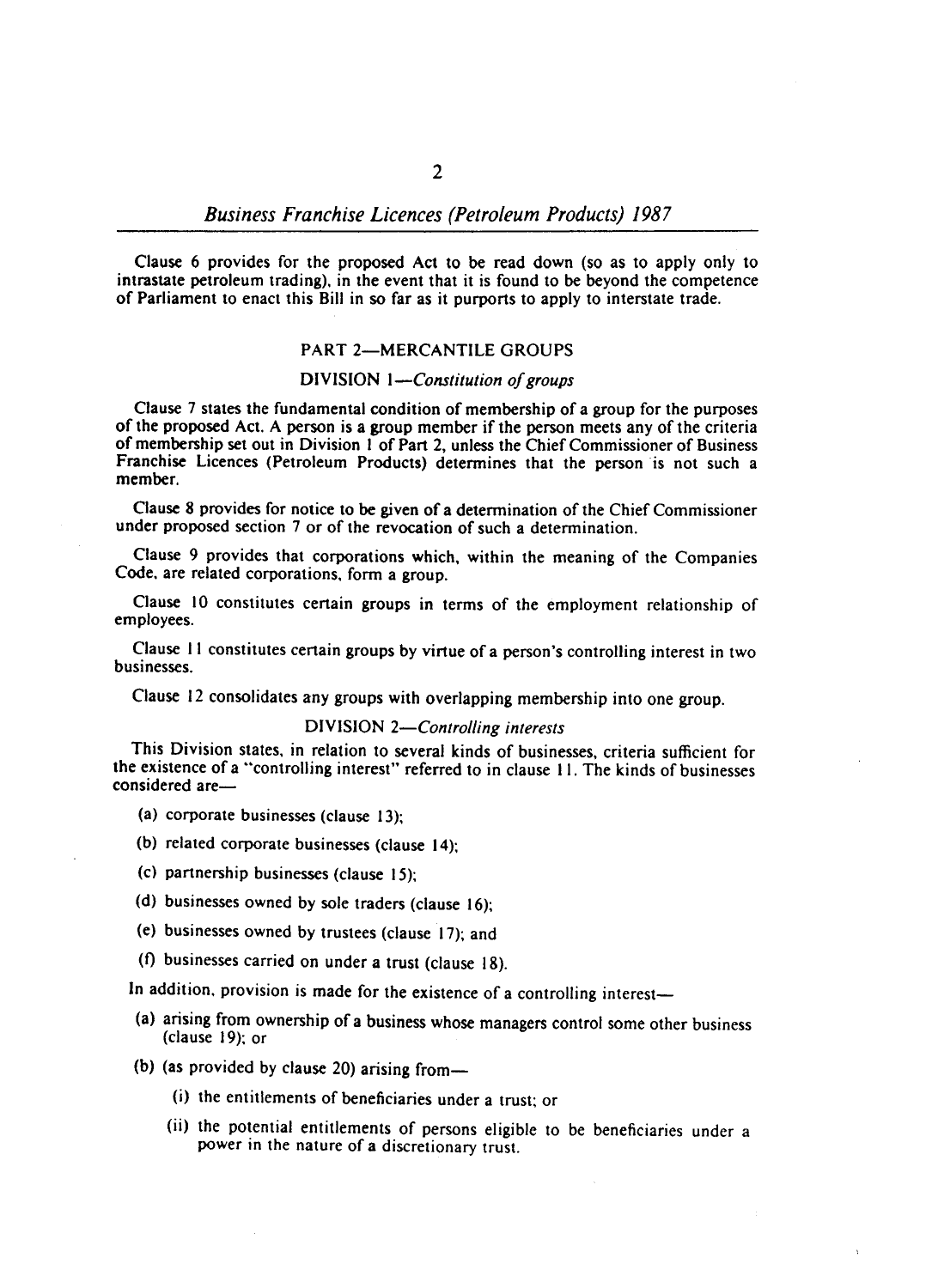Clause 6 provides for the proposed Act to be read down (so as to apply only to intrastate petroleum trading), in the event that it is found to be beyond the competence of Parliament to enact this Bill in so far as it purports to apply to interstate trade.

## PART 2—MERCANTILE GROUPS

### DIVISION 1—*Constitution of groups*

Clause 7 states the fundamental condition of membership of a group for the purposes of the proposed Act. A person is a group member if the person meets any of the criteria of membership set out in Division 1 of Part 2, unless the Chief Commissioner of Business Franchise Licences (Petroleum Products) determines that the person is not such a member.

Clause 8 provides for notice to be given of a determination of the Chief Commissioner under proposed section 7 or of the revocation of such a determination.

Clause 9 provides that corporations which, within the meaning of the Companies Code, are related corporations, form a group.

Clause 10 constitutes certain groups in terms of the employment relationship of employees.

Clause 11 constitutes certain groups by virtue of a person's controlling interest in two businesses.

Clause 12 consolidates any groups with overlapping membership into one group.

### DIVISION 2—*Controlling interests*

This Division states, in relation to several kinds of businesses, criteria sufficient for the existence of a "controlling interest" referred to in clause 11. The kinds of businesses considered are—

- (a) corporate businesses (clause 13);
- (b) related corporate businesses (clause 14);
- (c) partnership businesses (clause 15);
- (d) businesses owned by sole traders (clause 16);
- (e) businesses owned by trustees (clause 17); and
- (f) businesses carried on under a trust (clause 18).

In addition, provision is made for the existence of a controlling interest—

- (a) arising from ownership of a business whose managers control some other business (clause 19); or
- (b) (as provided by clause 20) arising from—
  - (i) the entitlements of beneficiaries under a trust; or
  - (ii) the potential entitlements of persons eligible to be beneficiaries under a power in the nature of a discretionary trust.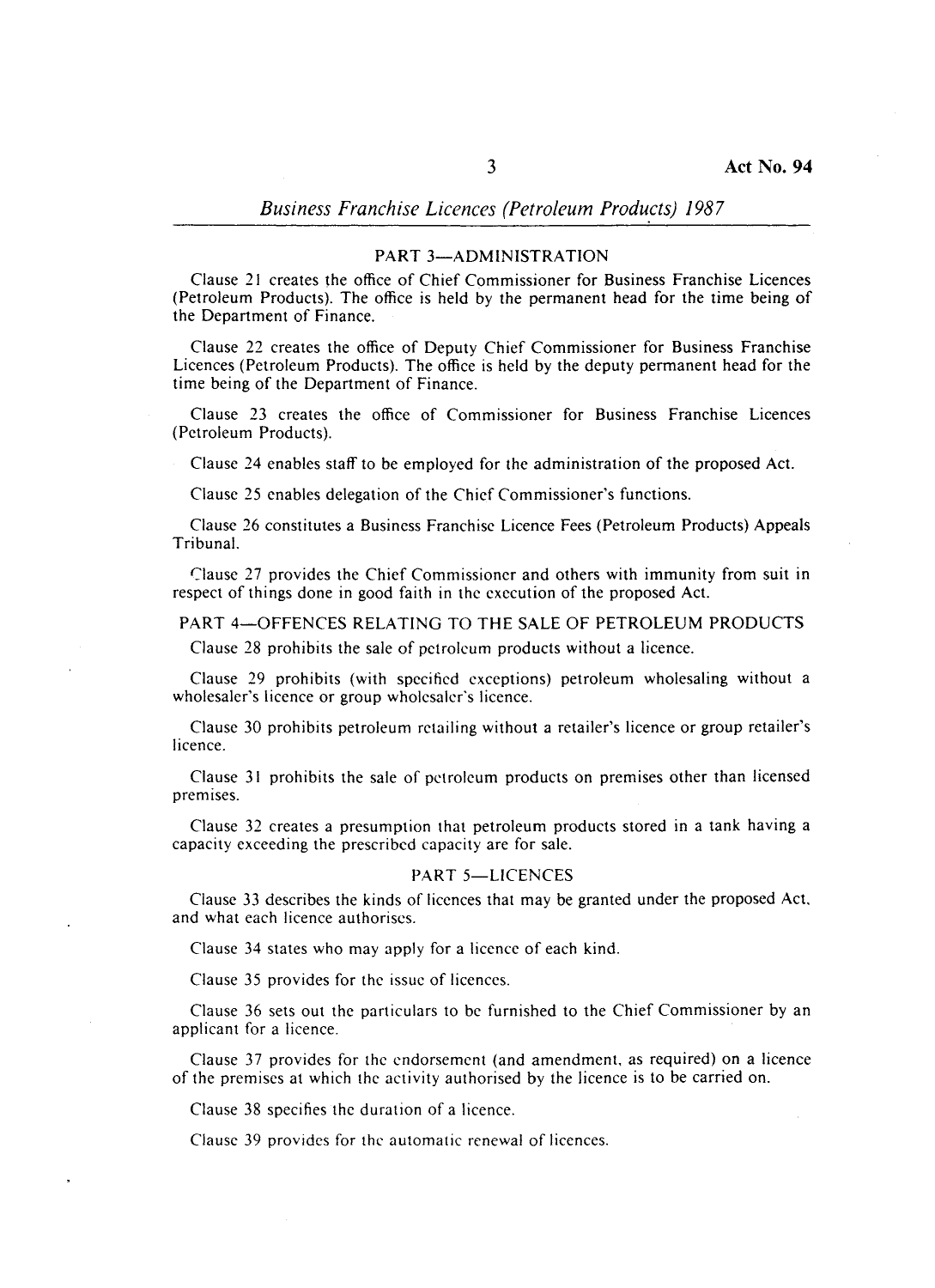## PART 3—ADMINISTRATION

Clause 21 creates the office of Chief Commissioner for Business Franchise Licences (Petroleum Products). The office is held by the permanent head for the time being of the Department of Finance.

Clause 22 creates the office of Deputy Chief Commissioner for Business Franchise Licences (Petroleum Products). The office is held by the deputy permanent head for the time being of the Department of Finance.

Clause 23 creates the office of Commissioner for Business Franchise Licences (Petroleum Products).

Clause 24 enables staff to be employed for the administration of the proposed Act.

Clause 25 enables delegation of the Chief Commissioner's functions.

Clause 26 constitutes a Business Franchise Licence Fees (Petroleum Products) Appeals Tribunal.

Clause 27 provides the Chief Commissioner and others with immunity from suit in respect of things done in good faith in the execution of the proposed Act.

## PART 4—OFFENCES RELATING TO THE SALE OF PETROLEUM PRODUCTS

Clause 28 prohibits the sale of petroleum products without a licence.

Clause 29 prohibits (with specified exceptions) petroleum wholesaling without a wholesaler's licence or group wholesaler's licence.

Clause 30 prohibits petroleum retailing without a retailer's licence or group retailer's licence.

Clause 31 prohibits the sale of petroleum products on premises other than licensed premises.

Clause 32 creates a presumption that petroleum products stored in a tank having a capacity exceeding the prescribed capacity are for sale.

## PART 5—LICENCES

Clause 33 describes the kinds of licences that may be granted under the proposed Act, and what each licence authorises.

Clause 34 states who may apply for a licence of each kind.

Clause 35 provides for the issue of licences.

Clause 36 sets out the particulars to be furnished to the Chief Commissioner by an applicant for a licence.

Clause 37 provides for the endorsement (and amendment, as required) on a licence of the premises at which the activity authorised by the licence is to be carried on.

Clause 38 specifies the duration of a licence.

Clause 39 provides for the automatic renewal of licences.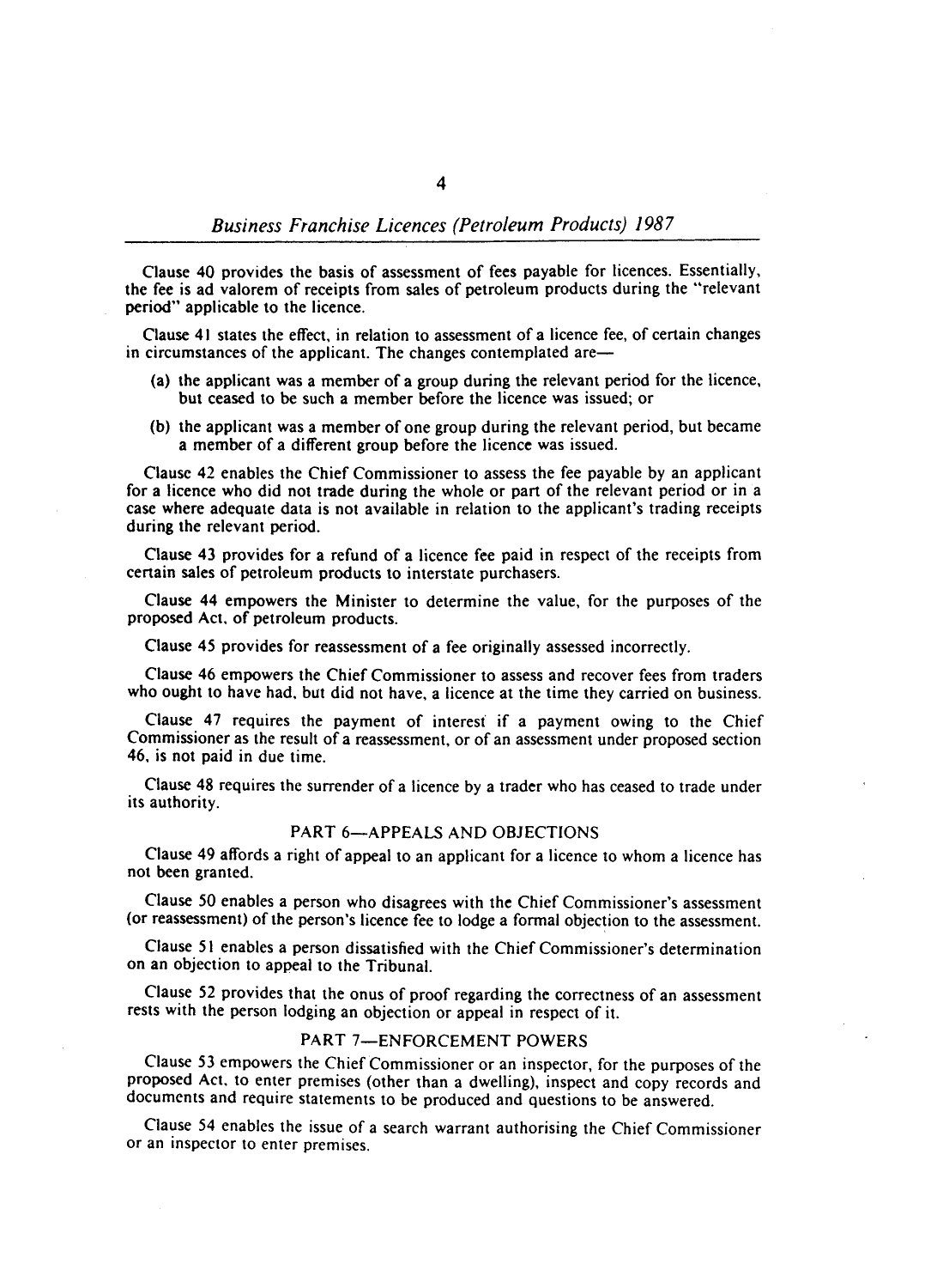Clause 40 provides the basis of assessment of fees payable for licences. Essentially, the fee is ad valorem of receipts from sales of petroleum products during the "relevant period" applicable to the licence.

Clause 41 states the effect, in relation to assessment of a licence fee, of certain changes in circumstances of the applicant. The changes contemplated are—

- (a) the applicant was a member of a group during the relevant period for the licence, but ceased to be such a member before the licence was issued; or
- (b) the applicant was a member of one group during the relevant period, but became a member of a different group before the licence was issued.

Clause 42 enables the Chief Commissioner to assess the fee payable by an applicant for a licence who did not trade during the whole or part of the relevant period or in a case where adequate data is not available in relation to the applicant's trading receipts during the relevant period.

Clause 43 provides for a refund of a licence fee paid in respect of the receipts from certain sales of petroleum products to interstate purchasers.

Clause 44 empowers the Minister to determine the value, for the purposes of the proposed Act, of petroleum products.

Clause 45 provides for reassessment of a fee originally assessed incorrectly.

Clause 46 empowers the Chief Commissioner to assess and recover fees from traders who ought to have had, but did not have, a licence at the time they carried on business.

Clause 47 requires the payment of interest if a payment owing to the Chief Commissioner as the result of a reassessment, or of an assessment under proposed section 46, is not paid in due time.

Clause 48 requires the surrender of a licence by a trader who has ceased to trade under its authority.

## PART 6—APPEALS AND OBJECTIONS

Clause 49 affords a right of appeal to an applicant for a licence to whom a licence has not been granted.

Clause 50 enables a person who disagrees with the Chief Commissioner's assessment (or reassessment) of the person's licence fee to lodge a formal objection to the assessment.

Clause 51 enables a person dissatisfied with the Chief Commissioner's determination on an objection to appeal to the Tribunal.

Clause 52 provides that the onus of proof regarding the correctness of an assessment rests with the person lodging an objection or appeal in respect of it.

## PART 7—ENFORCEMENT POWERS

Clause 53 empowers the Chief Commissioner or an inspector, for the purposes of the proposed Act, to enter premises (other than a dwelling), inspect and copy records and documents and require statements to be produced and questions to be answered.

Clause 54 enables the issue of a search warrant authorising the Chief Commissioner or an inspector to enter premises.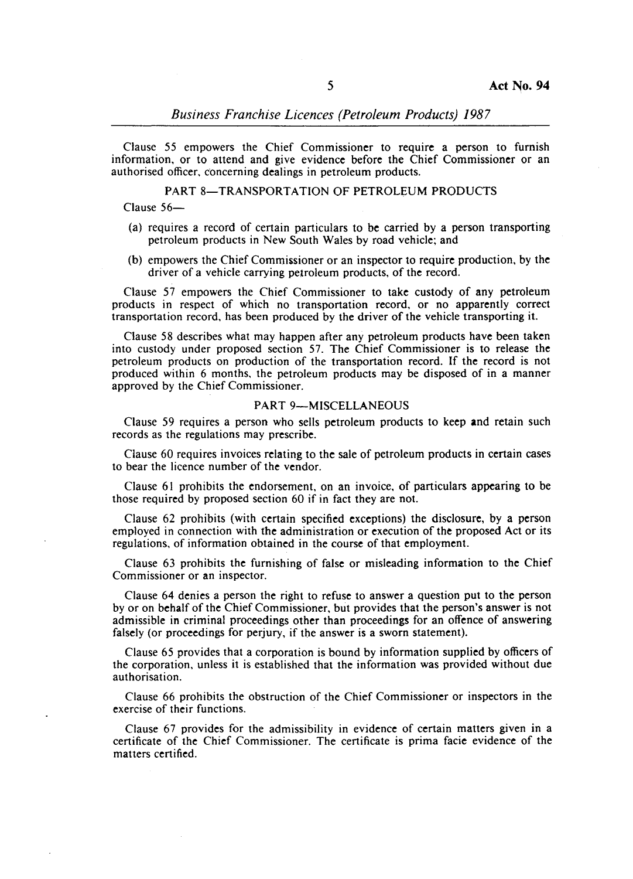Clause 55 empowers the Chief Commissioner to require a person to furnish information, or to attend and give evidence before the Chief Commissioner or an authorised officer, concerning dealings in petroleum products.

## PART 8—TRANSPORTATION OF PETROLEUM PRODUCTS

Clause 56—

(a) requires a record of certain particulars to be carried by a person transporting petroleum products in New South Wales by road vehicle; and

(b) empowers the Chief Commissioner or an inspector to require production, by the driver of a vehicle carrying petroleum products, of the record.

Clause 57 empowers the Chief Commissioner to take custody of any petroleum products in respect of which no transportation record, or no apparently correct transportation record, has been produced by the driver of the vehicle transporting it.

Clause 58 describes what may happen after any petroleum products have been taken into custody under proposed section 57. The Chief Commissioner is to release the petroleum products on production of the transportation record. If the record is not produced within 6 months, the petroleum products may be disposed of in a manner approved by the Chief Commissioner.

## PART 9—MISCELLANEOUS

Clause 59 requires a person who sells petroleum products to keep and retain such records as the regulations may prescribe.

Clause 60 requires invoices relating to the sale of petroleum products in certain cases to bear the licence number of the vendor.

Clause 61 prohibits the endorsement, on an invoice, of particulars appearing to be those required by proposed section 60 if in fact they are not.

Clause 62 prohibits (with certain specified exceptions) the disclosure, by a person employed in connection with the administration or execution of the proposed Act or its regulations, of information obtained in the course of that employment.

Clause 63 prohibits the furnishing of false or misleading information to the Chief Commissioner or an inspector.

Clause 64 denies a person the right to refuse to answer a question put to the person by or on behalf of the Chief Commissioner, but provides that the person's answer is not admissible in criminal proceedings other than proceedings for an offence of answering falsely (or proceedings for perjury, if the answer is a sworn statement).

Clause 65 provides that a corporation is bound by information supplied by officers of the corporation, unless it is established that the information was provided without due authorisation.

Clause 66 prohibits the obstruction of the Chief Commissioner or inspectors in the exercise of their functions.

Clause 67 provides for the admissibility in evidence of certain matters given in a certificate of the Chief Commissioner. The certificate is prima facie evidence of the matters certified.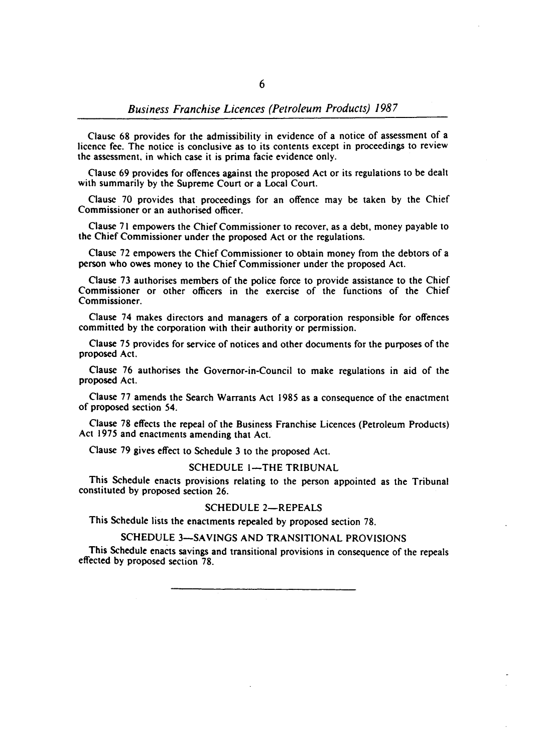Clause 68 provides for the admissibility in evidence of a notice of assessment of a licence fee. The notice is conclusive as to its contents except in proceedings to review the assessment, in which case it is prima facie evidence only.

Clause 69 provides for offences against the proposed Act or its regulations to be dealt with summarily by the Supreme Court or a Local Court.

Clause 70 provides that proceedings for an offence may be taken by the Chief Commissioner or an authorised officer.

Clause 71 empowers the Chief Commissioner to recover, as a debt, money payable to the Chief Commissioner under the proposed Act or the regulations.

Clause 72 empowers the Chief Commissioner to obtain money from the debtors of a person who owes money to the Chief Commissioner under the proposed Act.

Clause 73 authorises members of the police force to provide assistance to the Chief Commissioner or other officers in the exercise of the functions of the Chief Commissioner.

Clause 74 makes directors and managers of a corporation responsible for offences committed by the corporation with their authority or permission.

Clause 75 provides for service of notices and other documents for the purposes of the proposed Act.

Clause 76 authorises the Governor-in-Council to make regulations in aid of the proposed Act.

Clause 77 amends the Search Warrants Act 1985 as a consequence of the enactment of proposed section 54.

Clause 78 effects the repeal of the Business Franchise Licences (Petroleum Products) Act 1975 and enactments amending that Act.

Clause 79 gives effect to Schedule 3 to the proposed Act.

## SCHEDULE 1—THE TRIBUNAL

This Schedule enacts provisions relating to the person appointed as the Tribunal constituted by proposed section 26.

## SCHEDULE 2—REPEALS

This Schedule lists the enactments repealed by proposed section 78.

## SCHEDULE 3—SAVINGS AND TRANSITIONAL PROVISIONS

This Schedule enacts savings and transitional provisions in consequence of the repeals effected by proposed section 78.